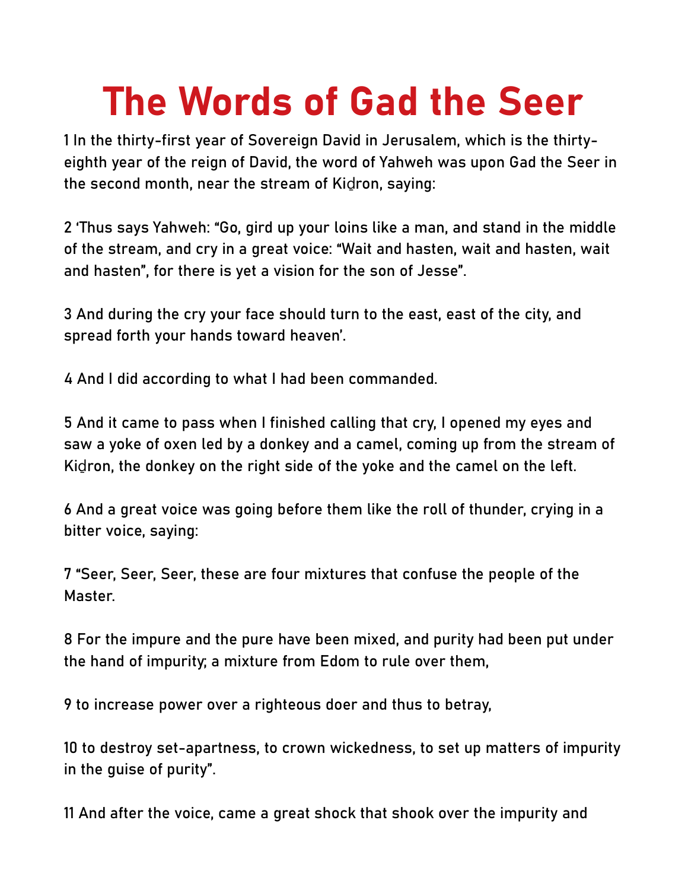# The Words of Gad the Seer

1 In the thirty-first year of Sovereign David in Jerusalem, which is the thirty-eighth year of the reign of David, the word of Yahweh was upon Gad the Seer in the second month, near the stream of Kiḏron, saying:

2 'Thus says Yahweh: "Go, gird up your loins like a man, and stand in the middle of the stream, and cry in a great voice: "Wait and hasten, wait and hasten, wait and hasten", for there is yet a vision for the son of Jesse".

3 And during the cry your face should turn to the east, east of the city, and spread forth your hands toward heaven'.

4 And I did according to what I had been commanded.

5 And it came to pass when I finished calling that cry, I opened my eyes and saw a yoke of oxen led by a donkey and a camel, coming up from the stream of Kiḏron, the donkey on the right side of the yoke and the camel on the left.

6 And a great voice was going before them like the roll of thunder, crying in a bitter voice, saying:

7 "Seer, Seer, Seer, these are four mixtures that confuse the people of the Master.

8 For the impure and the pure have been mixed, and purity had been put under the hand of impurity; a mixture from Edom to rule over them,

9 to increase power over a righteous doer and thus to betray,

10 to destroy set-apartness, to crown wickedness, to set up matters of impurity in the guise of purity".

11 And after the voice, came a great shock that shook over the impurity and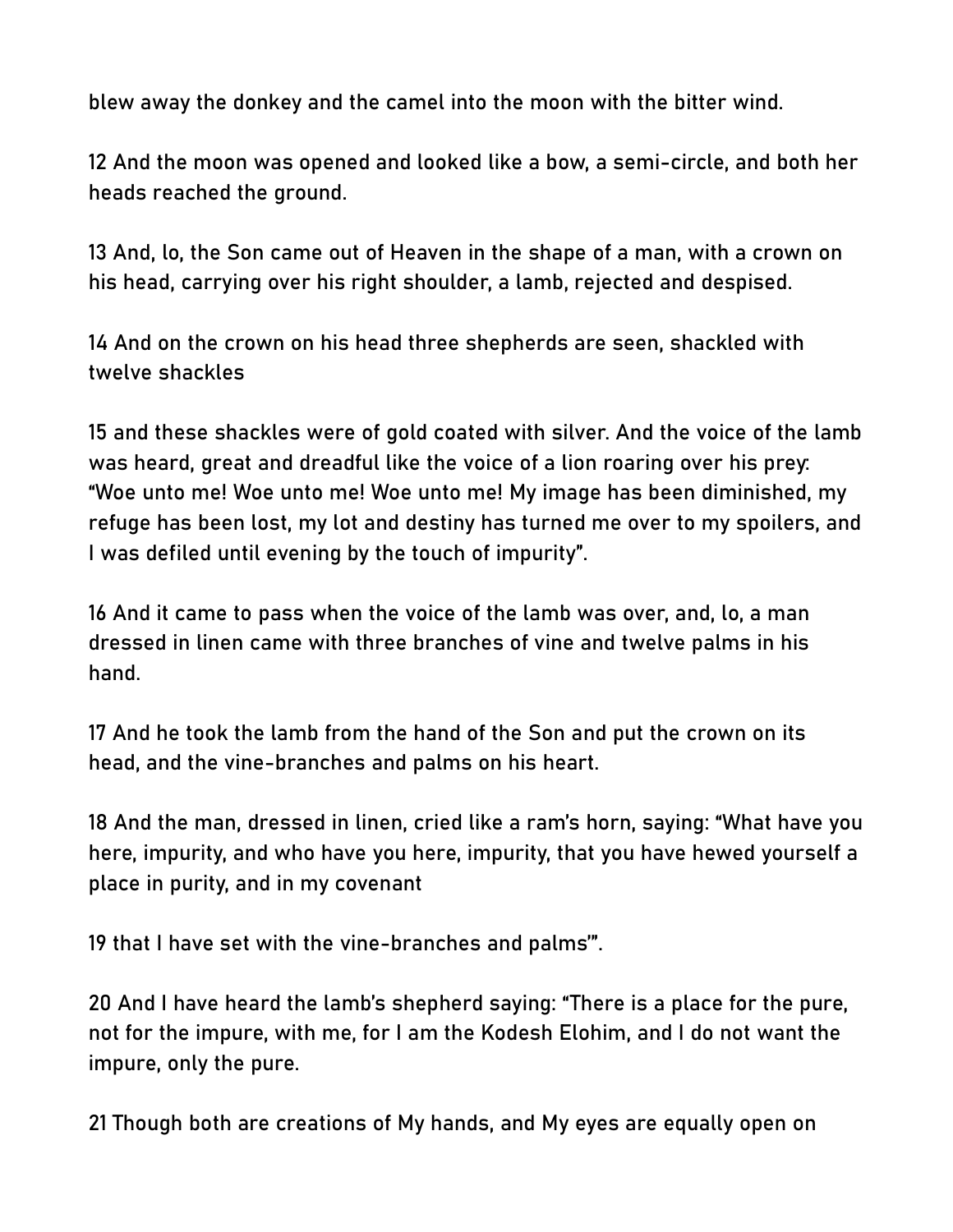blew away the donkey and the camel into the moon with the bitter wind.

12 And the moon was opened and looked like a bow, a semi-circle, and both her heads reached the ground.

13 And, lo, the Son came out of Heaven in the shape of a man, with a crown on his head, carrying over his right shoulder, a lamb, rejected and despised.

14 And on the crown on his head three shepherds are seen, shackled with twelve shackles

15 and these shackles were of gold coated with silver. And the voice of the lamb was heard, great and dreadful like the voice of a lion roaring over his prey: "Woe unto me! Woe unto me! Woe unto me! My image has been diminished, my refuge has been lost, my lot and destiny has turned me over to my spoilers, and I was defiled until evening by the touch of impurity".

16 And it came to pass when the voice of the lamb was over, and, lo, a man dressed in linen came with three branches of vine and twelve palms in his hand.

17 And he took the lamb from the hand of the Son and put the crown on its head, and the vine-branches and palms on his heart.

18 And the man, dressed in linen, cried like a ram's horn, saying: "What have you here, impurity, and who have you here, impurity, that you have hewed yourself a place in purity, and in my covenant

19 that I have set with the vine-branches and palms'".

20 And I have heard the lamb's shepherd saying: "There is a place for the pure, not for the impure, with me, for I am the Kodesh Elohim, and I do not want the impure, only the pure.

21 Though both are creations of My hands, and My eyes are equally open on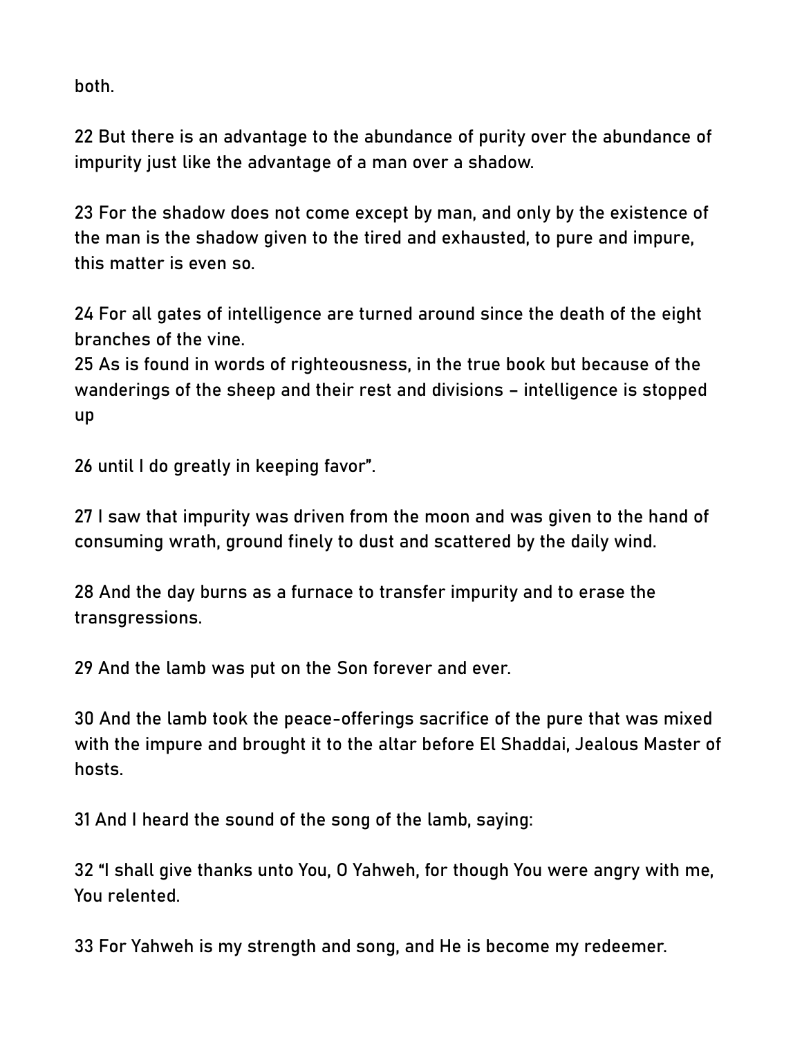both.

22 But there is an advantage to the abundance of purity over the abundance of impurity just like the advantage of a man over a shadow.

23 For the shadow does not come except by man, and only by the existence of the man is the shadow given to the tired and exhausted, to pure and impure, this matter is even so.

24 For all gates of intelligence are turned around since the death of the eight branches of the vine.
25 As is found in words of righteousness, in the true book but because of the wanderings of the sheep and their rest and divisions – intelligence is stopped up

26 until I do greatly in keeping favor".

27 I saw that impurity was driven from the moon and was given to the hand of consuming wrath, ground finely to dust and scattered by the daily wind.

28 And the day burns as a furnace to transfer impurity and to erase the transgressions.

29 And the lamb was put on the Son forever and ever.

30 And the lamb took the peace-offerings sacrifice of the pure that was mixed with the impure and brought it to the altar before El Shaddai, Jealous Master of hosts.

31 And I heard the sound of the song of the lamb, saying:

32 "I shall give thanks unto You, O Yahweh, for though You were angry with me, You relented.

33 For Yahweh is my strength and song, and He is become my redeemer.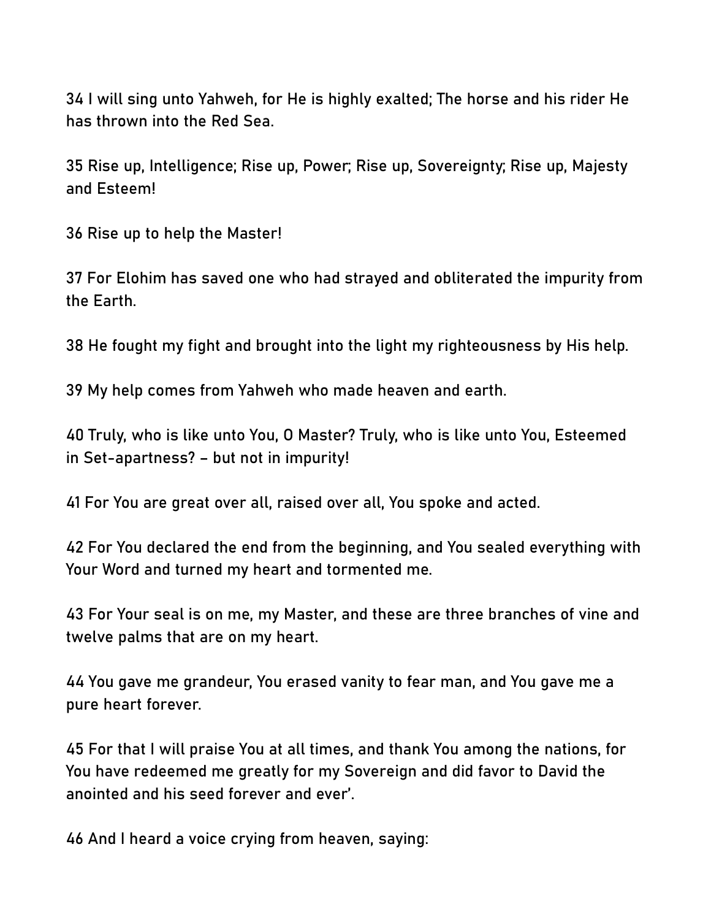34 I will sing unto Yahweh, for He is highly exalted; The horse and his rider He has thrown into the Red Sea.

35 Rise up, Intelligence; Rise up, Power; Rise up, Sovereignty; Rise up, Majesty and Esteem!

36 Rise up to help the Master!

37 For Elohim has saved one who had strayed and obliterated the impurity from the Earth.

38 He fought my fight and brought into the light my righteousness by His help.

39 My help comes from Yahweh who made heaven and earth.

40 Truly, who is like unto You, O Master? Truly, who is like unto You, Esteemed in Set-apartness? – but not in impurity!

41 For You are great over all, raised over all, You spoke and acted.

42 For You declared the end from the beginning, and You sealed everything with Your Word and turned my heart and tormented me.

43 For Your seal is on me, my Master, and these are three branches of vine and twelve palms that are on my heart.

44 You gave me grandeur, You erased vanity to fear man, and You gave me a pure heart forever.

45 For that I will praise You at all times, and thank You among the nations, for You have redeemed me greatly for my Sovereign and did favor to David the anointed and his seed forever and ever'.

46 And I heard a voice crying from heaven, saying: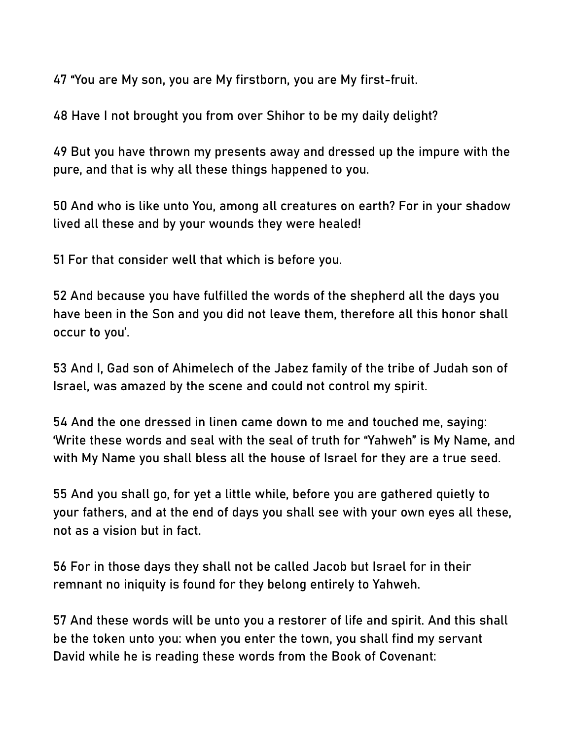47 “You are My son, you are My firstborn, you are My first-fruit.

48 Have I not brought you from over Shihor to be my daily delight?

49 But you have thrown my presents away and dressed up the impure with the pure, and that is why all these things happened to you.

50 And who is like unto You, among all creatures on earth? For in your shadow lived all these and by your wounds they were healed!

51 For that consider well that which is before you.

52 And because you have fulfilled the words of the shepherd all the days you have been in the Son and you did not leave them, therefore all this honor shall occur to you’.

53 And I, Gad son of Ahimelech of the Jabez family of the tribe of Judah son of Israel, was amazed by the scene and could not control my spirit.

54 And the one dressed in linen came down to me and touched me, saying: ‘Write these words and seal with the seal of truth for “Yahweh” is My Name, and with My Name you shall bless all the house of Israel for they are a true seed.

55 And you shall go, for yet a little while, before you are gathered quietly to your fathers, and at the end of days you shall see with your own eyes all these, not as a vision but in fact.

56 For in those days they shall not be called Jacob but Israel for in their remnant no iniquity is found for they belong entirely to Yahweh.

57 And these words will be unto you a restorer of life and spirit. And this shall be the token unto you: when you enter the town, you shall find my servant David while he is reading these words from the Book of Covenant: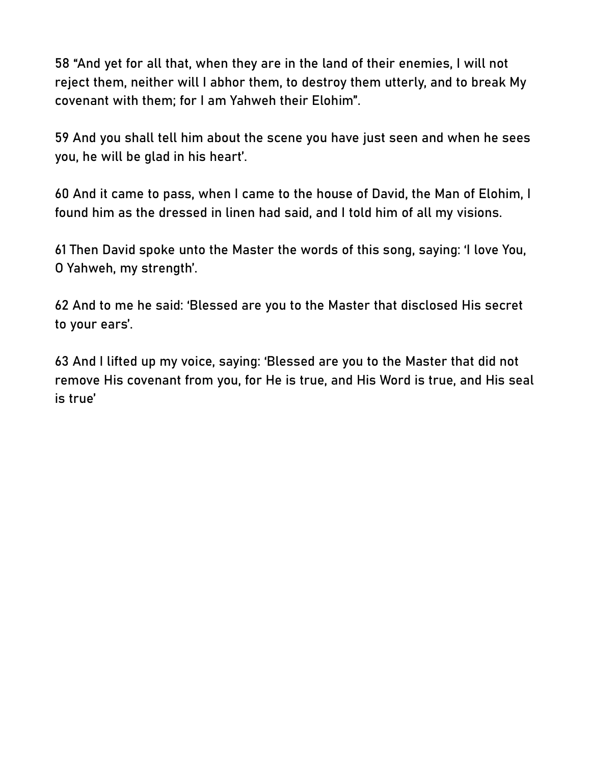58 “And yet for all that, when they are in the land of their enemies, I will not reject them, neither will I abhor them, to destroy them utterly, and to break My covenant with them; for I am Yahweh their Elohim”.

59 And you shall tell him about the scene you have just seen and when he sees you, he will be glad in his heart’.

60 And it came to pass, when I came to the house of David, the Man of Elohim, I found him as the dressed in linen had said, and I told him of all my visions.

61 Then David spoke unto the Master the words of this song, saying: ‘I love You, O Yahweh, my strength’.

62 And to me he said: ‘Blessed are you to the Master that disclosed His secret to your ears’.

63 And I lifted up my voice, saying: ‘Blessed are you to the Master that did not remove His covenant from you, for He is true, and His Word is true, and His seal is true’